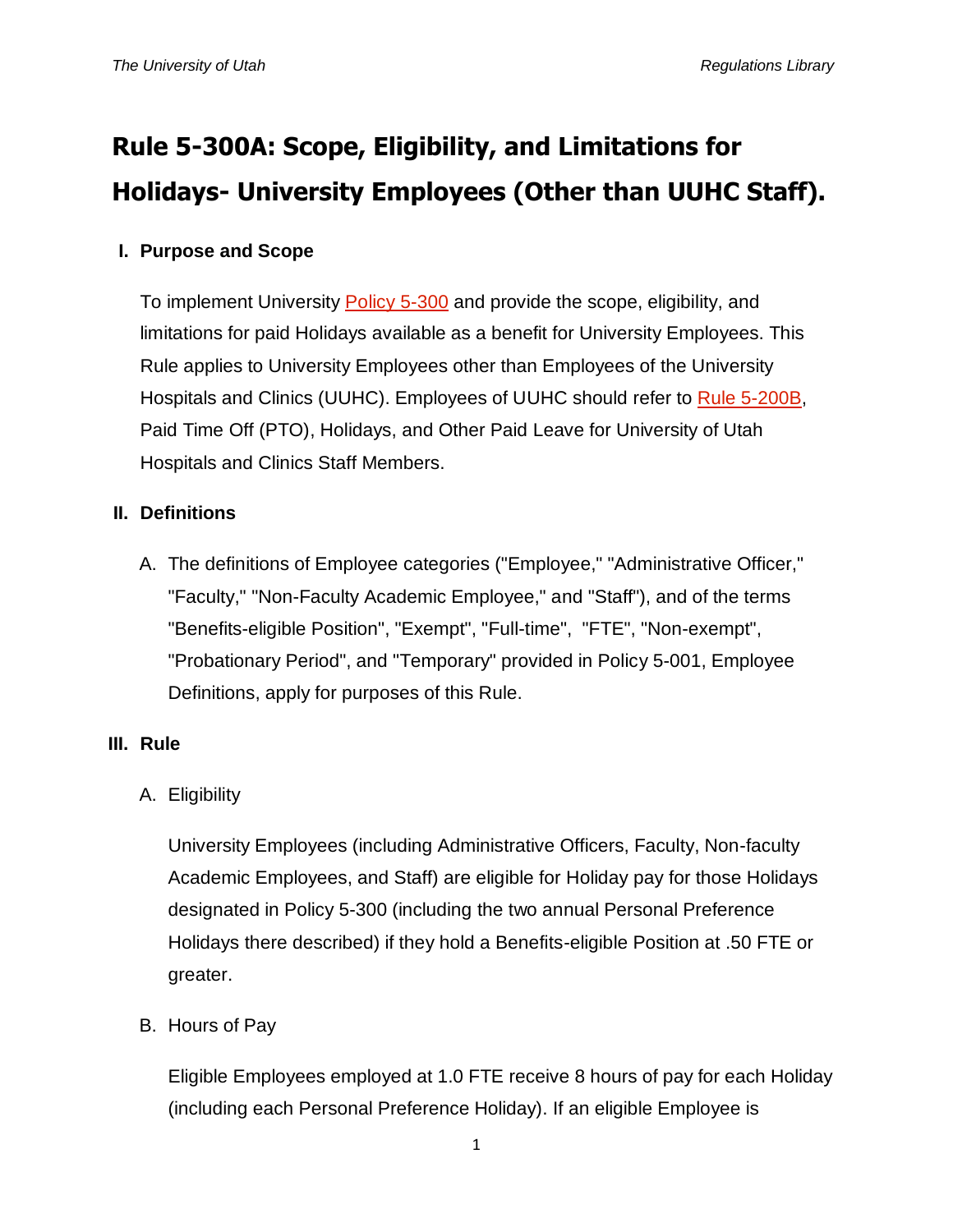# Rule 5-300A: Scope, Eligibility, and Limitations for Holidays- University Employees (Other than UUHC Staff).

## I. Purpose and Scope

To implement University Policy 5-300 and provide the scope, eligibility, and limitations for paid Holidays available as a benefit for University Employees. This Rule applies to University Employees other than Employees of the University Hospitals and Clinics (UUHC). Employees of UUHC should refer to Rule 5-200B, Paid Time Off (PTO), Holidays, and Other Paid Leave for University of Utah Hospitals and Clinics Staff Members.

## II. Definitions

A. The definitions of Employee categories ("Employee," "Administrative Officer," "Faculty," "Non-Faculty Academic Employee," and "Staff"), and of the terms "Benefits-eligible Position", "Exempt", "Full-time", "FTE", "Non-exempt", "Probationary Period", and "Temporary" provided in Policy 5-001, Employee Definitions, apply for purposes of this Rule.

## III. Rule

A. Eligibility

University Employees (including Administrative Officers, Faculty, Non-faculty Academic Employees, and Staff) are eligible for Holiday pay for those Holidays designated in Policy 5-300 (including the two annual Personal Preference Holidays there described) if they hold a Benefits-eligible Position at .50 FTE or greater.

B. Hours of Pay

Eligible Employees employed at 1.0 FTE receive 8 hours of pay for each Holiday (including each Personal Preference Holiday). If an eligible Employee is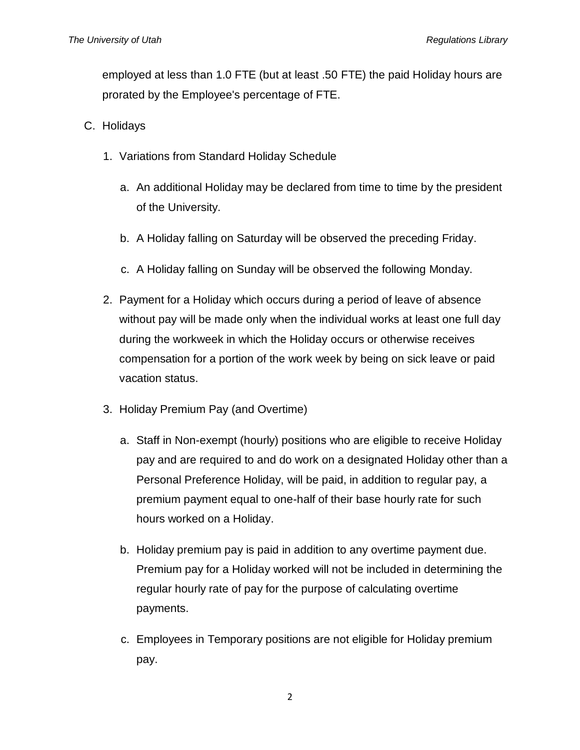employed at less than 1.0 FTE (but at least .50 FTE) the paid Holiday hours are prorated by the Employee's percentage of FTE.

C. Holidays

1. Variations from Standard Holiday Schedule

    a. An additional Holiday may be declared from time to time by the president of the University.

    b. A Holiday falling on Saturday will be observed the preceding Friday.

    c. A Holiday falling on Sunday will be observed the following Monday.

2. Payment for a Holiday which occurs during a period of leave of absence without pay will be made only when the individual works at least one full day during the workweek in which the Holiday occurs or otherwise receives compensation for a portion of the work week by being on sick leave or paid vacation status.

3. Holiday Premium Pay (and Overtime)

    a. Staff in Non-exempt (hourly) positions who are eligible to receive Holiday pay and are required to and do work on a designated Holiday other than a Personal Preference Holiday, will be paid, in addition to regular pay, a premium payment equal to one-half of their base hourly rate for such hours worked on a Holiday.

    b. Holiday premium pay is paid in addition to any overtime payment due. Premium pay for a Holiday worked will not be included in determining the regular hourly rate of pay for the purpose of calculating overtime payments.

    c. Employees in Temporary positions are not eligible for Holiday premium pay.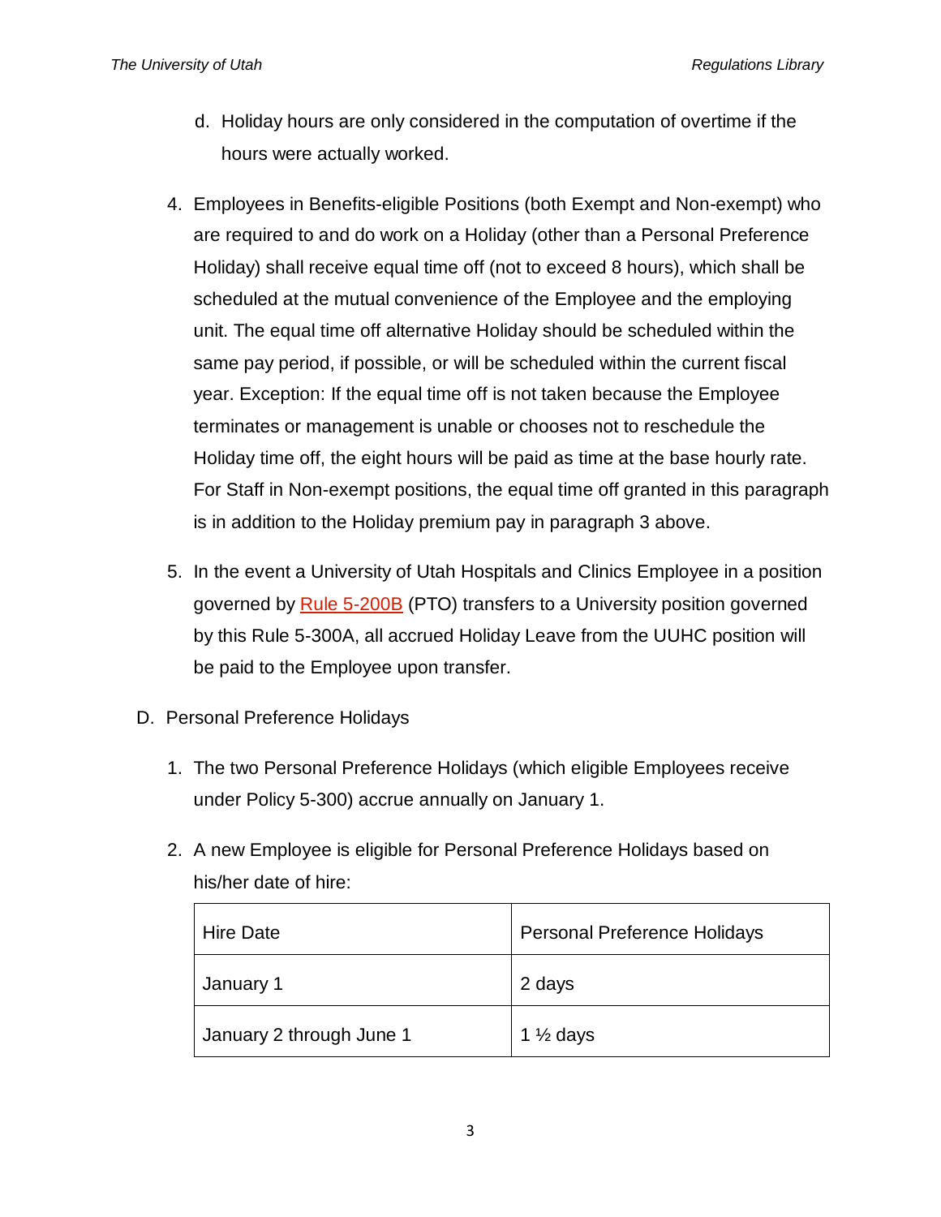d. Holiday hours are only considered in the computation of overtime if the hours were actually worked.

4. Employees in Benefits-eligible Positions (both Exempt and Non-exempt) who are required to and do work on a Holiday (other than a Personal Preference Holiday) shall receive equal time off (not to exceed 8 hours), which shall be scheduled at the mutual convenience of the Employee and the employing unit. The equal time off alternative Holiday should be scheduled within the same pay period, if possible, or will be scheduled within the current fiscal year. Exception: If the equal time off is not taken because the Employee terminates or management is unable or chooses not to reschedule the Holiday time off, the eight hours will be paid as time at the base hourly rate. For Staff in Non-exempt positions, the equal time off granted in this paragraph is in addition to the Holiday premium pay in paragraph 3 above.

5. In the event a University of Utah Hospitals and Clinics Employee in a position governed by Rule 5-200B (PTO) transfers to a University position governed by this Rule 5-300A, all accrued Holiday Leave from the UUHC position will be paid to the Employee upon transfer.

D. Personal Preference Holidays

1. The two Personal Preference Holidays (which eligible Employees receive under Policy 5-300) accrue annually on January 1.

2. A new Employee is eligible for Personal Preference Holidays based on his/her date of hire:

| Hire Date | Personal Preference Holidays |
| --- | --- |
| January 1 | 2 days |
| January 2 through June 1 | 1 ½ days |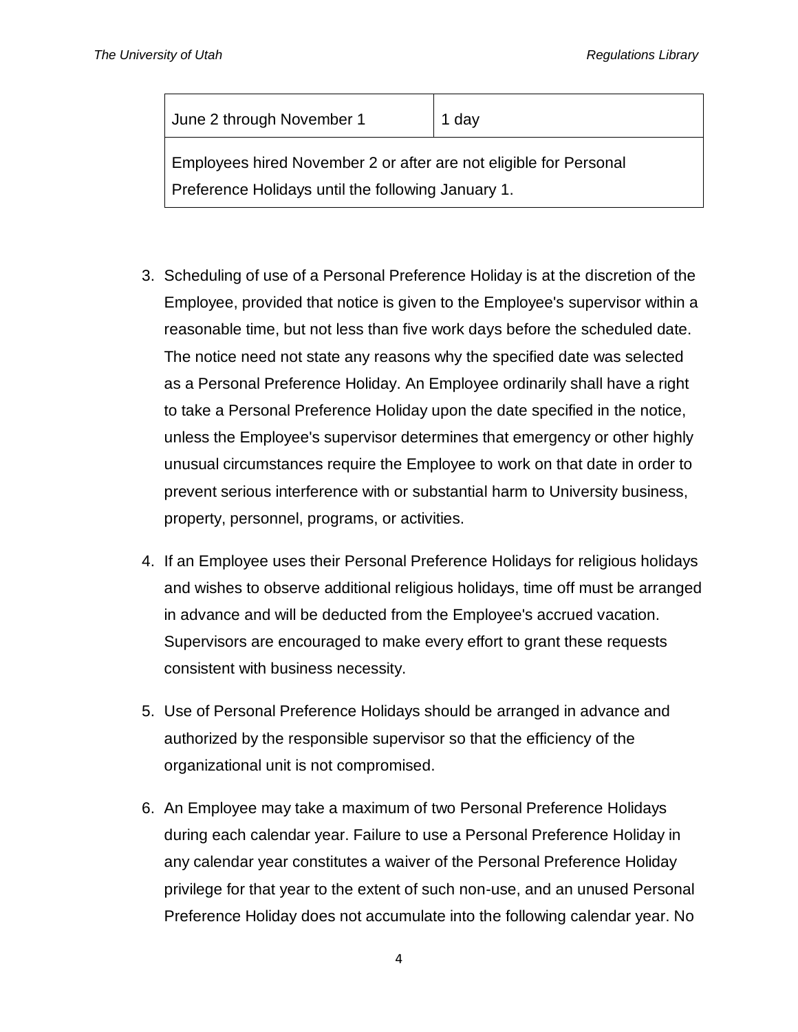| June 2 through November 1 | 1 day |
| --- | --- |
| Employees hired November 2 or after are not eligible for Personal Preference Holidays until the following January 1. | |

3. Scheduling of use of a Personal Preference Holiday is at the discretion of the Employee, provided that notice is given to the Employee's supervisor within a reasonable time, but not less than five work days before the scheduled date. The notice need not state any reasons why the specified date was selected as a Personal Preference Holiday. An Employee ordinarily shall have a right to take a Personal Preference Holiday upon the date specified in the notice, unless the Employee's supervisor determines that emergency or other highly unusual circumstances require the Employee to work on that date in order to prevent serious interference with or substantial harm to University business, property, personnel, programs, or activities.

4. If an Employee uses their Personal Preference Holidays for religious holidays and wishes to observe additional religious holidays, time off must be arranged in advance and will be deducted from the Employee's accrued vacation. Supervisors are encouraged to make every effort to grant these requests consistent with business necessity.

5. Use of Personal Preference Holidays should be arranged in advance and authorized by the responsible supervisor so that the efficiency of the organizational unit is not compromised.

6. An Employee may take a maximum of two Personal Preference Holidays during each calendar year. Failure to use a Personal Preference Holiday in any calendar year constitutes a waiver of the Personal Preference Holiday privilege for that year to the extent of such non-use, and an unused Personal Preference Holiday does not accumulate into the following calendar year. No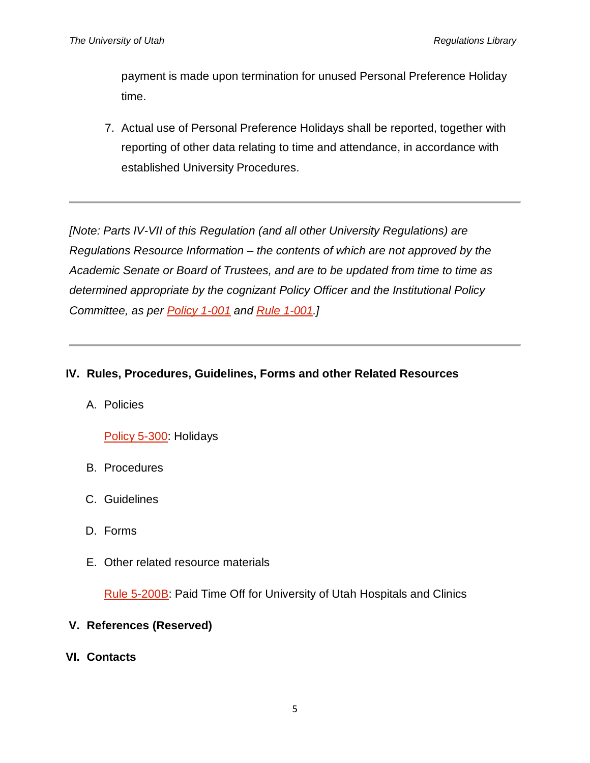payment is made upon termination for unused Personal Preference Holiday time.

7. Actual use of Personal Preference Holidays shall be reported, together with reporting of other data relating to time and attendance, in accordance with established University Procedures.

---

*[Note: Parts IV-VII of this Regulation (and all other University Regulations) are Regulations Resource Information – the contents of which are not approved by the Academic Senate or Board of Trustees, and are to be updated from time to time as determined appropriate by the cognizant Policy Officer and the Institutional Policy Committee, as per Policy 1-001 and Rule 1-001.]*

---

## IV. Rules, Procedures, Guidelines, Forms and other Related Resources

A. Policies

Policy 5-300: Holidays

B. Procedures

C. Guidelines

D. Forms

E. Other related resource materials

Rule 5-200B: Paid Time Off for University of Utah Hospitals and Clinics

## V. References (Reserved)

## VI. Contacts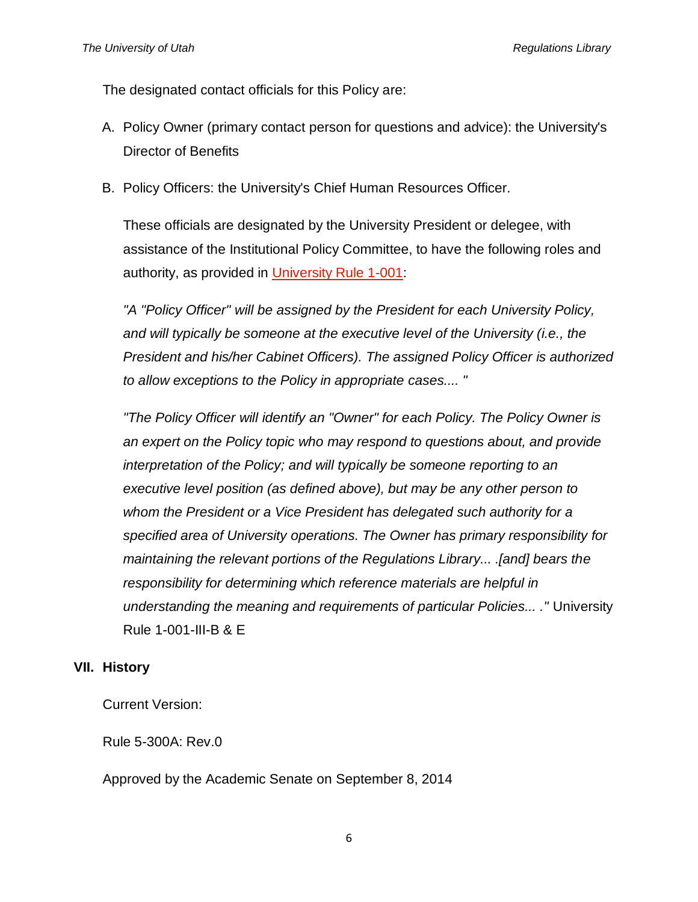The designated contact officials for this Policy are:

A. Policy Owner (primary contact person for questions and advice): the University's Director of Benefits

B. Policy Officers: the University's Chief Human Resources Officer.

These officials are designated by the University President or delegee, with assistance of the Institutional Policy Committee, to have the following roles and authority, as provided in [University Rule 1-001]:

*"A "Policy Officer" will be assigned by the President for each University Policy, and will typically be someone at the executive level of the University (i.e., the President and his/her Cabinet Officers). The assigned Policy Officer is authorized to allow exceptions to the Policy in appropriate cases.... "*

*"The Policy Officer will identify an "Owner" for each Policy. The Policy Owner is an expert on the Policy topic who may respond to questions about, and provide interpretation of the Policy; and will typically be someone reporting to an executive level position (as defined above), but may be any other person to whom the President or a Vice President has delegated such authority for a specified area of University operations. The Owner has primary responsibility for maintaining the relevant portions of the Regulations Library... .[and] bears the responsibility for determining which reference materials are helpful in understanding the meaning and requirements of particular Policies... ."* University Rule 1-001-III-B & E

## VII. History

Current Version:

Rule 5-300A: Rev.0

Approved by the Academic Senate on September 8, 2014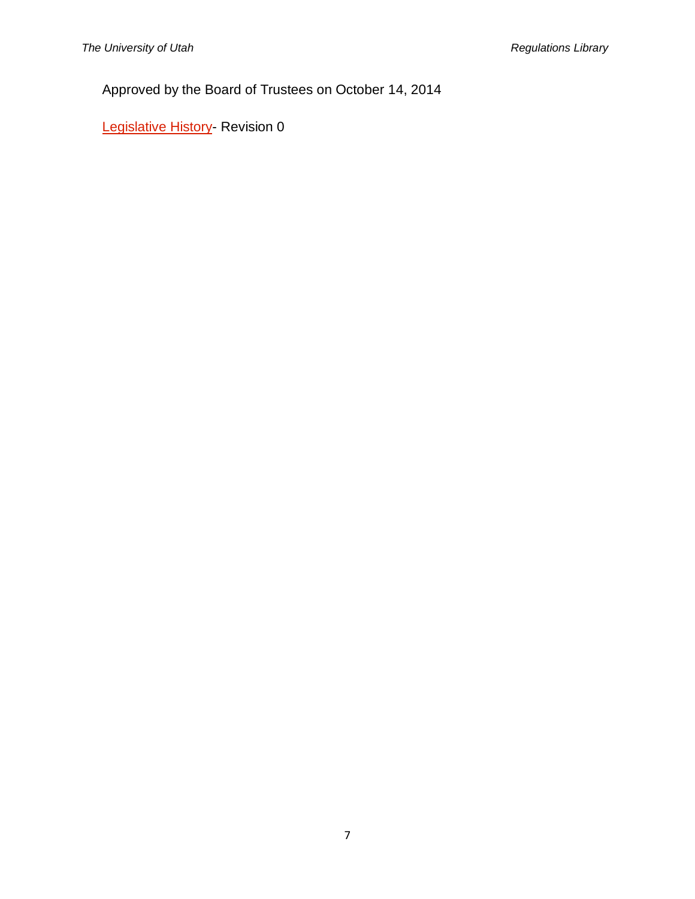Approved by the Board of Trustees on October 14, 2014

[Legislative History]- Revision 0